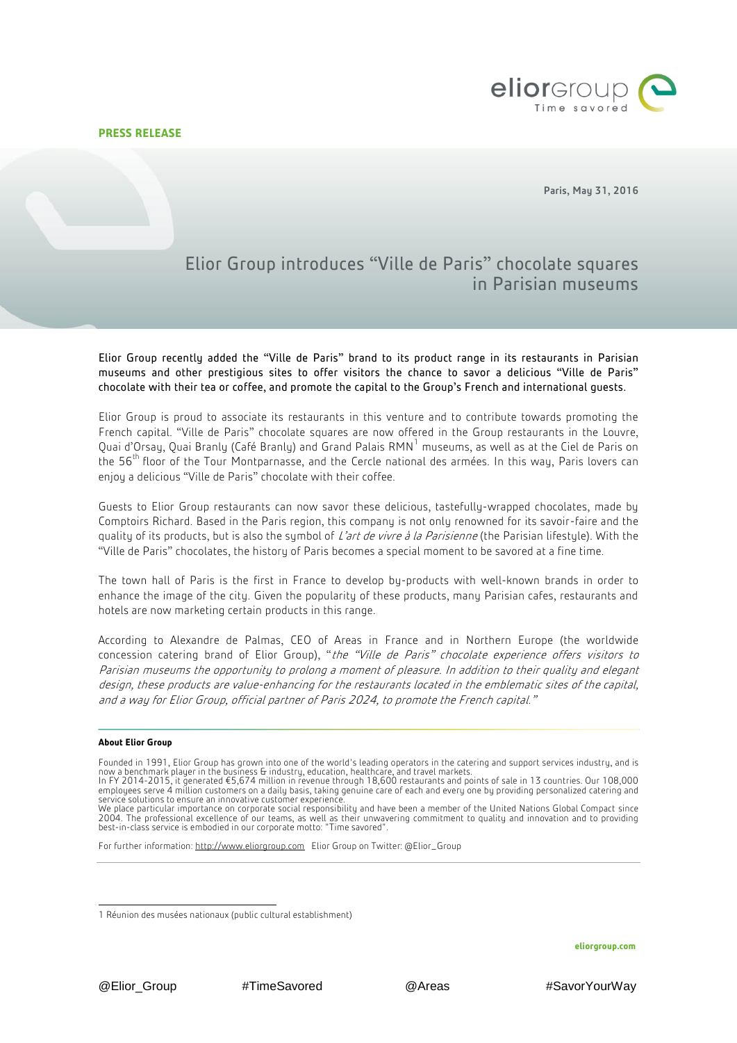**PRESS RELEASE**

Paris, May 31, 2016

# Elior Group introduces "Ville de Paris" chocolate squares in Parisian museums

Elior Group recently added the "Ville de Paris" brand to its product range in its restaurants in Parisian museums and other prestigious sites to offer visitors the chance to savor a delicious "Ville de Paris" chocolate with their tea or coffee, and promote the capital to the Group's French and international guests.

Elior Group is proud to associate its restaurants in this venture and to contribute towards promoting the French capital. "Ville de Paris" chocolate squares are now offered in the Group restaurants in the Louvre, Quai d'Orsay, Quai Branly (Café Branly) and Grand Palais RMN[1] museums, as well as at the Ciel de Paris on the 56th floor of the Tour Montparnasse, and the Cercle national des armées. In this way, Paris lovers can enjoy a delicious "Ville de Paris" chocolate with their coffee.

Guests to Elior Group restaurants can now savor these delicious, tastefully-wrapped chocolates, made by Comptoirs Richard. Based in the Paris region, this company is not only renowned for its savoir-faire and the quality of its products, but is also the symbol of *L'art de vivre à la Parisienne* (the Parisian lifestyle). With the "Ville de Paris" chocolates, the history of Paris becomes a special moment to be savored at a fine time.

The town hall of Paris is the first in France to develop by-products with well-known brands in order to enhance the image of the city. Given the popularity of these products, many Parisian cafes, restaurants and hotels are now marketing certain products in this range.

According to Alexandre de Palmas, CEO of Areas in France and in Northern Europe (the worldwide concession catering brand of Elior Group), "*the "Ville de Paris" chocolate experience offers visitors to Parisian museums the opportunity to prolong a moment of pleasure. In addition to their quality and elegant design, these products are value-enhancing for the restaurants located in the emblematic sites of the capital, and a way for Elior Group, official partner of Paris 2024, to promote the French capital.*"

**About Elior Group**

Founded in 1991, Elior Group has grown into one of the world's leading operators in the catering and support services industry, and is now a benchmark player in the business & industry, education, healthcare, and travel markets.
In FY 2014-2015, it generated €5,674 million in revenue through 18,600 restaurants and points of sale in 13 countries. Our 108,000 employees serve 4 million customers on a daily basis, taking genuine care of each and every one by providing personalized catering and service solutions to ensure an innovative customer experience.
We place particular importance on corporate social responsibility and have been a member of the United Nations Global Compact since 2004. The professional excellence of our teams, as well as their unwavering commitment to quality and innovation and to providing best-in-class service is embodied in our corporate motto: "Time savored".

For further information: http://www.eliorgroup.com Elior Group on Twitter: @Elior_Group

1 Réunion des musées nationaux (public cultural establishment)

eliorgroup.com

@Elior_Group #TimeSavored @Areas #SavorYourWay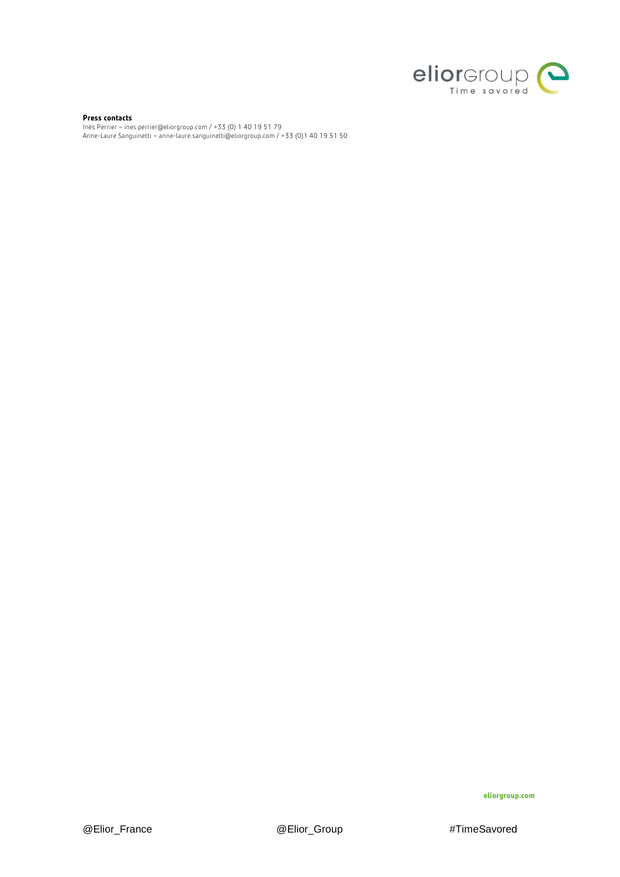**Press contacts**

Inès Perrier – ines.perrier@eliorgroup.com / +33 (0) 1 40 19 51 79
Anne-Laure Sanguinetti – anne-laure.sanguinetti@eliorgroup.com / +33 (0)1 40 19 51 50

eliorgroup.com

@Elior_France @Elior_Group #TimeSavored